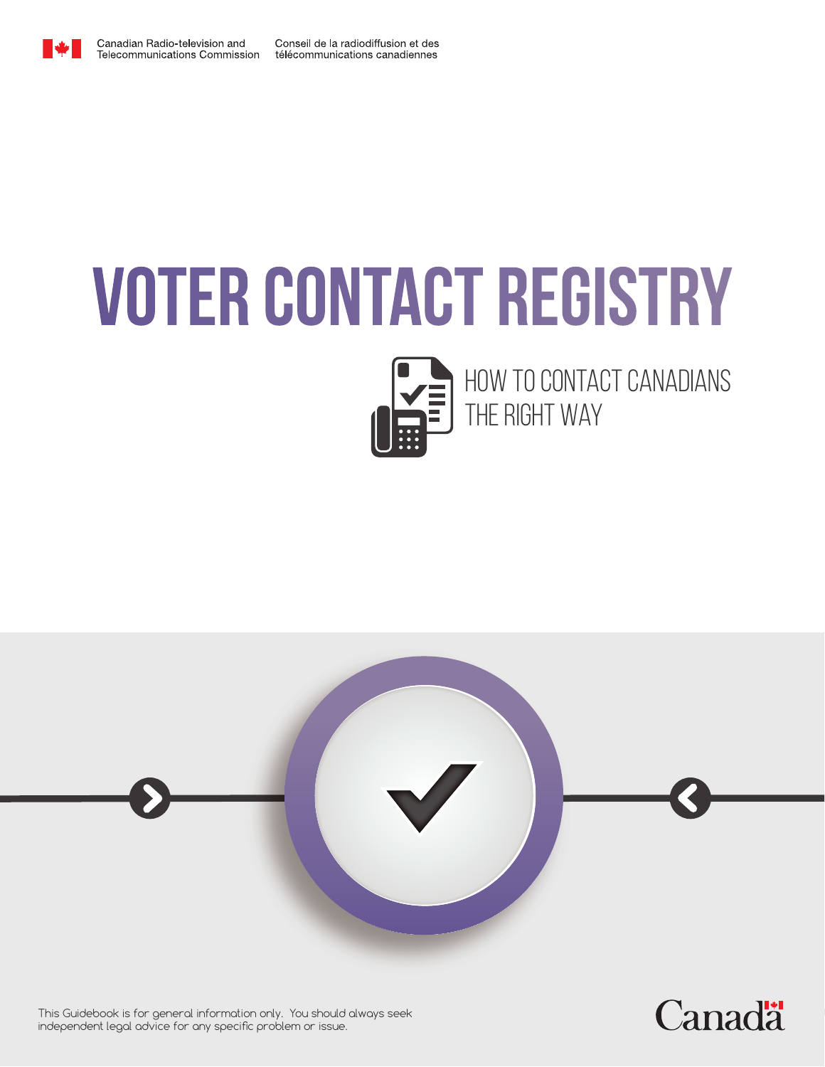Canadian Radio-television and Telecommunications Commission

Conseil de la radiodiffusion et des télécommunications canadiennes

# VOTER CONTACT REGISTRY

## HOW TO CONTACT CANADIANS THE RIGHT WAY

This Guidebook is for general information only. You should always seek independent legal advice for any specific problem or issue.

Canadä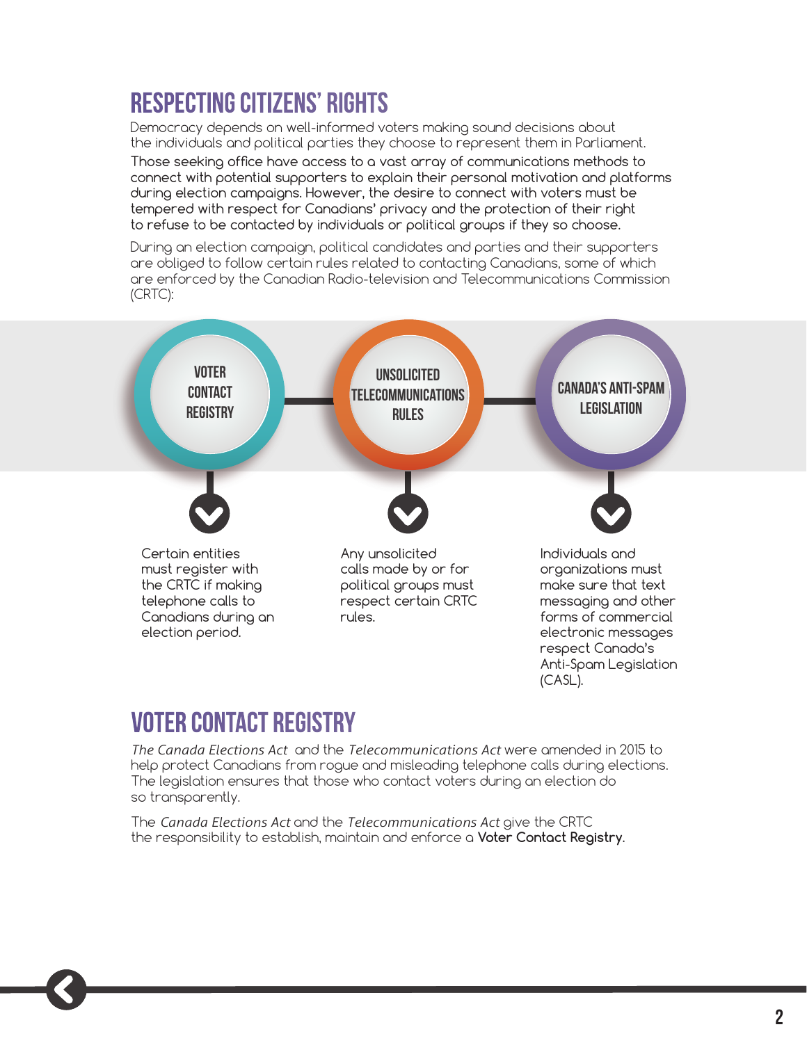## RESPECTING CITIZENS' RIGHTS

Democracy depends on well-informed voters making sound decisions about the individuals and political parties they choose to represent them in Parliament.

Those seeking office have access to a vast array of communications methods to connect with potential supporters to explain their personal motivation and platforms during election campaigns. However, the desire to connect with voters must be tempered with respect for Canadians' privacy and the protection of their right to refuse to be contacted by individuals or political groups if they so choose.

During an election campaign, political candidates and parties and their supporters are obliged to follow certain rules related to contacting Canadians, some of which are enforced by the Canadian Radio-television and Telecommunications Commission (CRTC):

**VOTER CONTACT REGISTRY**

Certain entities must register with the CRTC if making telephone calls to Canadians during an election period.

**UNSOLICITED TELECOMMUNICATIONS RULES**

Any unsolicited calls made by or for political groups must respect certain CRTC rules.

**CANADA'S ANTI-SPAM LEGISLATION**

Individuals and organizations must make sure that text messaging and other forms of commercial electronic messages respect Canada's Anti-Spam Legislation (CASL).

## VOTER CONTACT REGISTRY

*The Canada Elections Act* and the *Telecommunications Act* were amended in 2015 to help protect Canadians from rogue and misleading telephone calls during elections. The legislation ensures that those who contact voters during an election do so transparently.

The *Canada Elections Act* and the *Telecommunications Act* give the CRTC the responsibility to establish, maintain and enforce a **Voter Contact Registry**.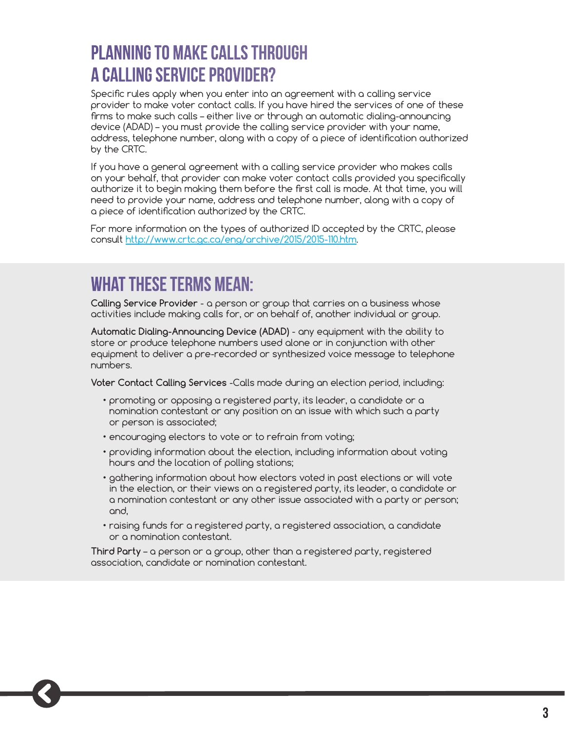## PLANNING TO MAKE CALLS THROUGH A CALLING SERVICE PROVIDER?

Specific rules apply when you enter into an agreement with a calling service provider to make voter contact calls. If you have hired the services of one of these firms to make such calls – either live or through an automatic dialing-announcing device (ADAD) – you must provide the calling service provider with your name, address, telephone number, along with a copy of a piece of identification authorized by the CRTC.

If you have a general agreement with a calling service provider who makes calls on your behalf, that provider can make voter contact calls provided you specifically authorize it to begin making them before the first call is made. At that time, you will need to provide your name, address and telephone number, along with a copy of a piece of identification authorized by the CRTC.

For more information on the types of authorized ID accepted by the CRTC, please consult http://www.crtc.gc.ca/eng/archive/2015/2015-110.htm.

## WHAT THESE TERMS MEAN:

**Calling Service Provider** - a person or group that carries on a business whose activities include making calls for, or on behalf of, another individual or group.

**Automatic Dialing-Announcing Device (ADAD)** - any equipment with the ability to store or produce telephone numbers used alone or in conjunction with other equipment to deliver a pre-recorded or synthesized voice message to telephone numbers.

**Voter Contact Calling Services** -Calls made during an election period, including:

- promoting or opposing a registered party, its leader, a candidate or a nomination contestant or any position on an issue with which such a party or person is associated;
- encouraging electors to vote or to refrain from voting;
- providing information about the election, including information about voting hours and the location of polling stations;
- gathering information about how electors voted in past elections or will vote in the election, or their views on a registered party, its leader, a candidate or a nomination contestant or any other issue associated with a party or person; and,
- raising funds for a registered party, a registered association, a candidate or a nomination contestant.

**Third Party** – a person or a group, other than a registered party, registered association, candidate or nomination contestant.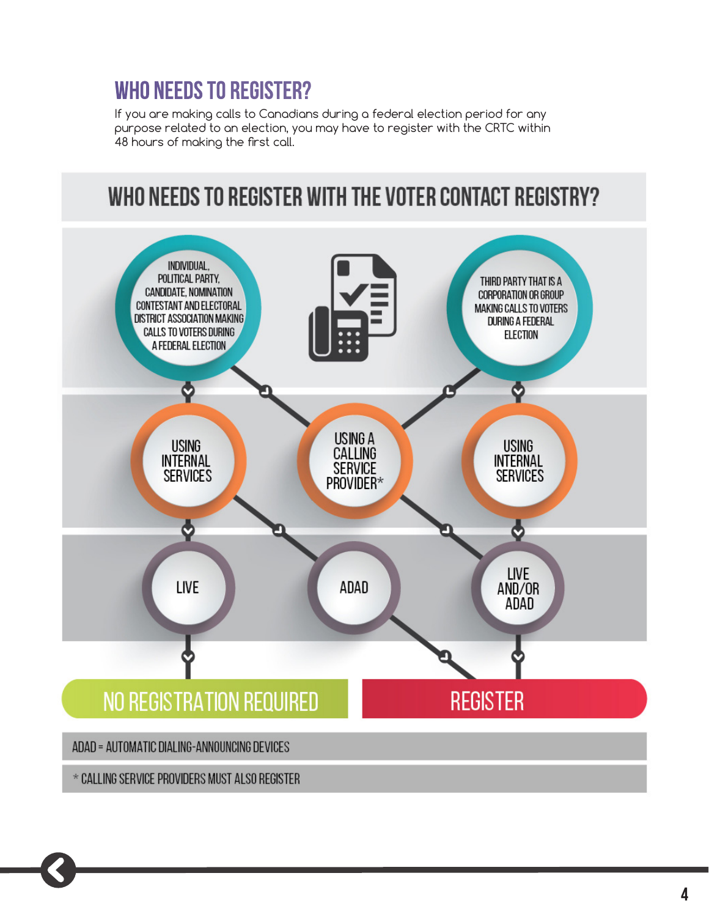## WHO NEEDS TO REGISTER?

If you are making calls to Canadians during a federal election period for any purpose related to an election, you may have to register with the CRTC within 48 hours of making the first call.

### WHO NEEDS TO REGISTER WITH THE VOTER CONTACT REGISTRY?

INDIVIDUAL, POLITICAL PARTY, CANDIDATE, NOMINATION CONTESTANT AND ELECTORAL DISTRICT ASSOCIATION MAKING CALLS TO VOTERS DURING A FEDERAL ELECTION

THIRD PARTY THAT IS A CORPORATION OR GROUP MAKING CALLS TO VOTERS DURING A FEDERAL ELECTION

USING INTERNAL SERVICES

USING A CALLING SERVICE PROVIDER*

USING INTERNAL SERVICES

LIVE

ADAD

LIVE AND/OR ADAD

NO REGISTRATION REQUIRED

REGISTER

ADAD = AUTOMATIC DIALING-ANNOUNCING DEVICES

* CALLING SERVICE PROVIDERS MUST ALSO REGISTER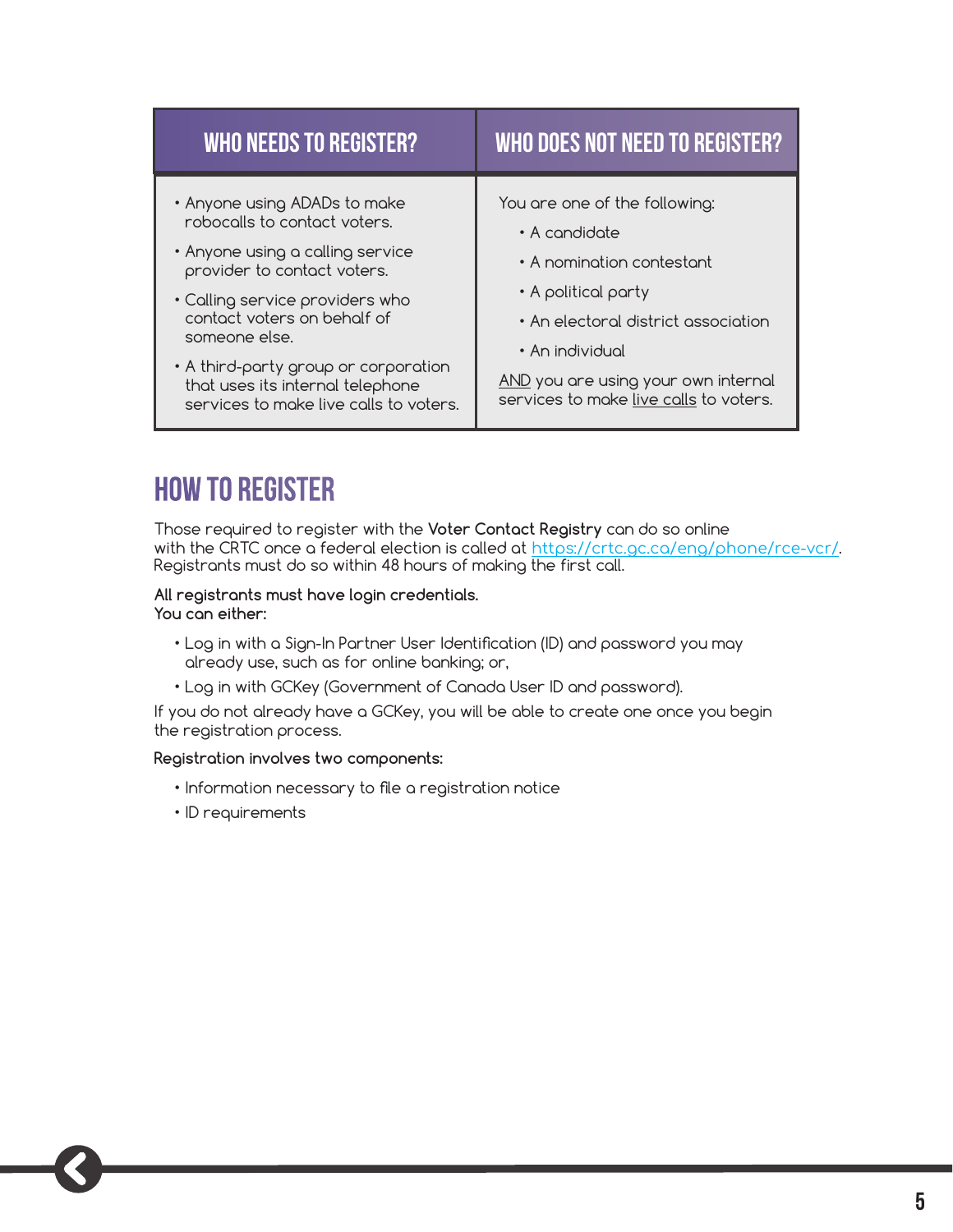| WHO NEEDS TO REGISTER? | WHO DOES NOT NEED TO REGISTER? |
|---|---|
| • Anyone using ADADs to make robocalls to contact voters.<br>• Anyone using a calling service provider to contact voters.<br>• Calling service providers who contact voters on behalf of someone else.<br>• A third-party group or corporation that uses its internal telephone services to make live calls to voters. | You are one of the following:<br>• A candidate<br>• A nomination contestant<br>• A political party<br>• An electoral district association<br>• An individual<br>AND you are using your own internal services to make live calls to voters. |

## HOW TO REGISTER

Those required to register with the **Voter Contact Registry** can do so online with the CRTC once a federal election is called at https://crtc.gc.ca/eng/phone/rce-vcr/. Registrants must do so within 48 hours of making the first call.

**All registrants must have login credentials.**
**You can either:**

- Log in with a Sign-In Partner User Identification (ID) and password you may already use, such as for online banking; or,
- Log in with GCKey (Government of Canada User ID and password).

If you do not already have a GCKey, you will be able to create one once you begin the registration process.

**Registration involves two components:**

- Information necessary to file a registration notice
- ID requirements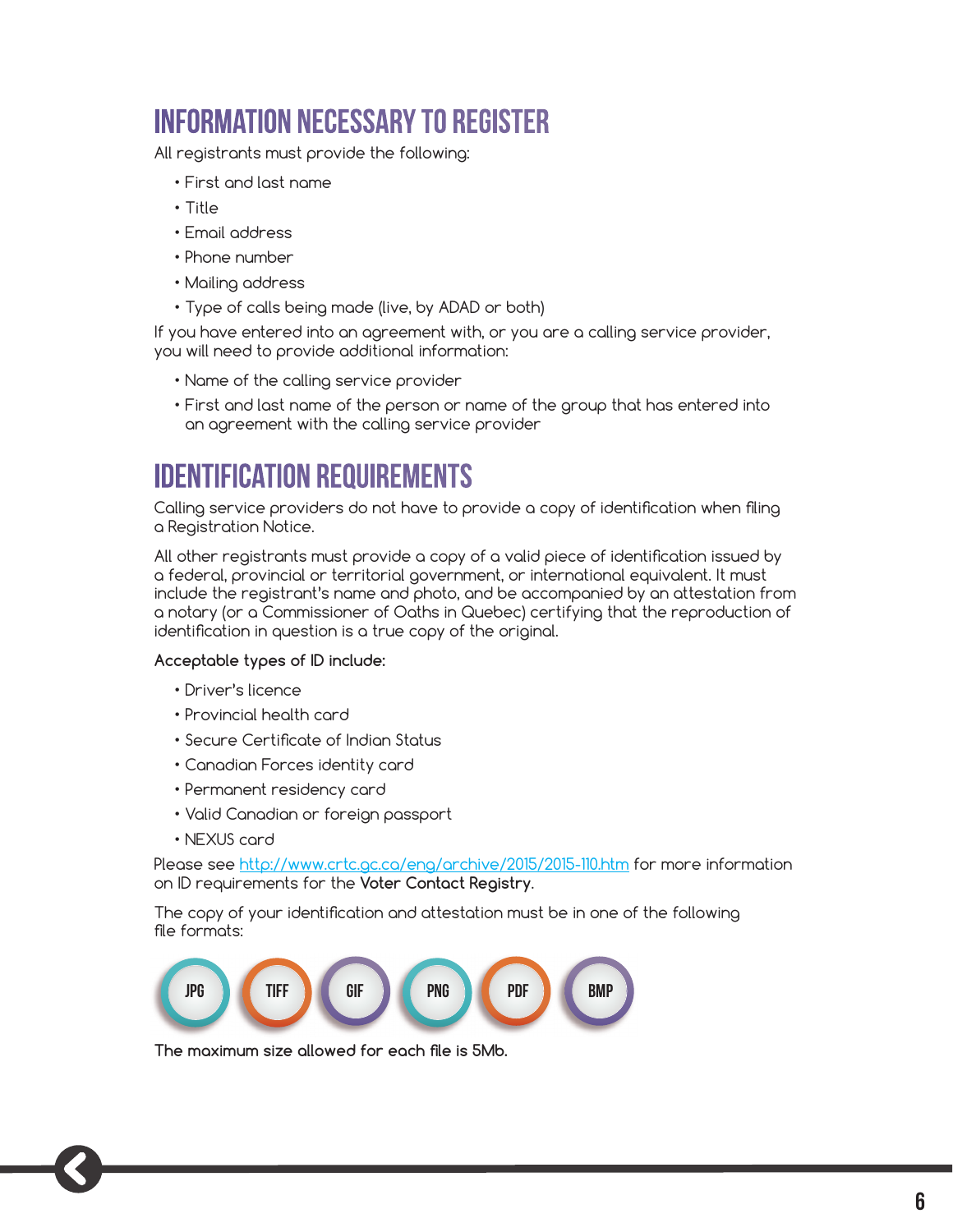# INFORMATION NECESSARY TO REGISTER

All registrants must provide the following:

- First and last name
- Title
- Email address
- Phone number
- Mailing address
- Type of calls being made (live, by ADAD or both)

If you have entered into an agreement with, or you are a calling service provider, you will need to provide additional information:

- Name of the calling service provider
- First and last name of the person or name of the group that has entered into an agreement with the calling service provider

# IDENTIFICATION REQUIREMENTS

Calling service providers do not have to provide a copy of identification when filing a Registration Notice.

All other registrants must provide a copy of a valid piece of identification issued by a federal, provincial or territorial government, or international equivalent. It must include the registrant's name and photo, and be accompanied by an attestation from a notary (or a Commissioner of Oaths in Quebec) certifying that the reproduction of identification in question is a true copy of the original.

**Acceptable types of ID include:**

- Driver's licence
- Provincial health card
- Secure Certificate of Indian Status
- Canadian Forces identity card
- Permanent residency card
- Valid Canadian or foreign passport
- NEXUS card

Please see http://www.crtc.gc.ca/eng/archive/2015/2015-110.htm for more information on ID requirements for the **Voter Contact Registry**.

The copy of your identification and attestation must be in one of the following file formats:

JPG TIFF GIF PNG PDF BMP

**The maximum size allowed for each file is 5Mb.**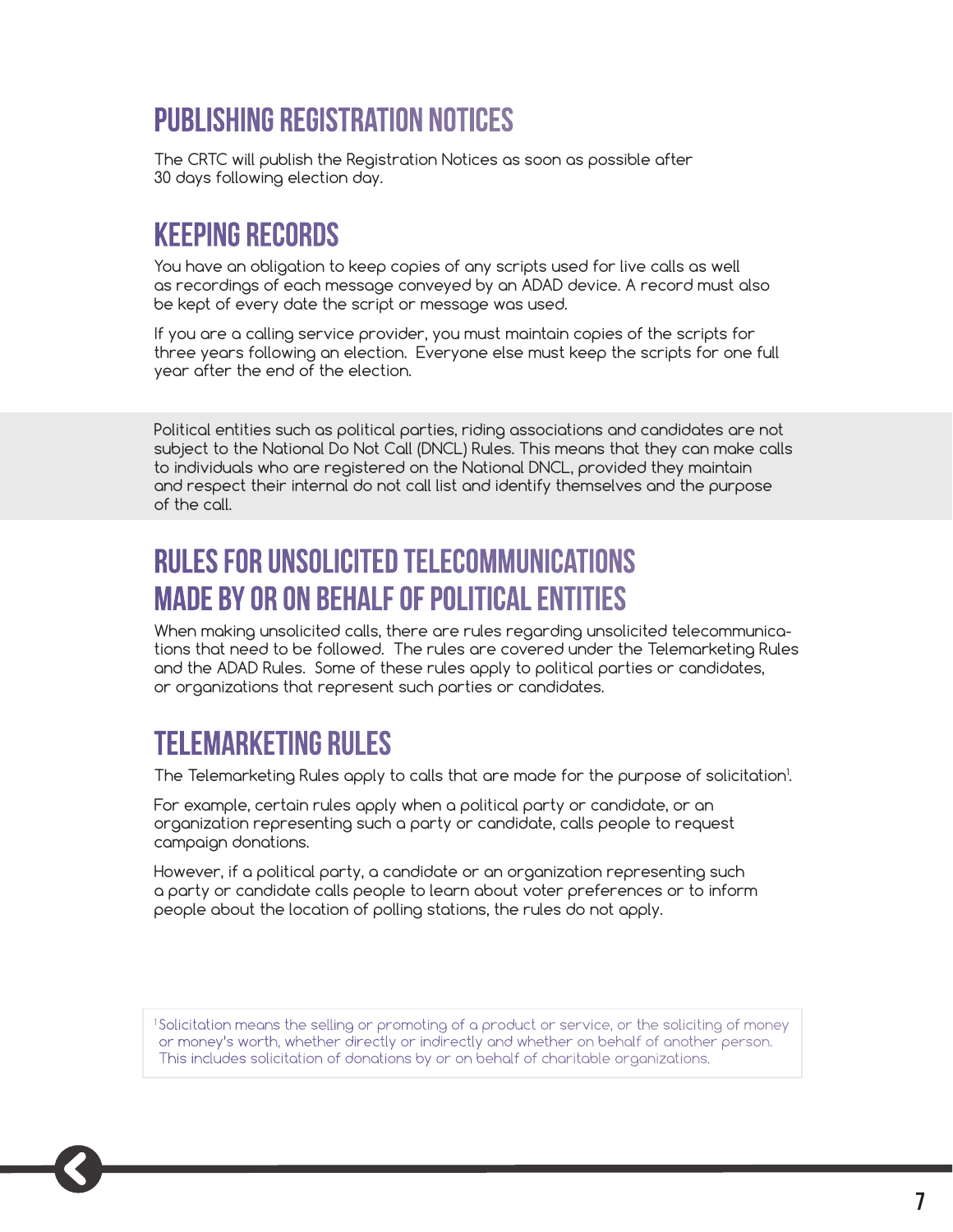## PUBLISHING REGISTRATION NOTICES

The CRTC will publish the Registration Notices as soon as possible after 30 days following election day.

## KEEPING RECORDS

You have an obligation to keep copies of any scripts used for live calls as well as recordings of each message conveyed by an ADAD device. A record must also be kept of every date the script or message was used.

If you are a calling service provider, you must maintain copies of the scripts for three years following an election. Everyone else must keep the scripts for one full year after the end of the election.

Political entities such as political parties, riding associations and candidates are not subject to the National Do Not Call (DNCL) Rules. This means that they can make calls to individuals who are registered on the National DNCL, provided they maintain and respect their internal do not call list and identify themselves and the purpose of the call.

## RULES FOR UNSOLICITED TELECOMMUNICATIONS MADE BY OR ON BEHALF OF POLITICAL ENTITIES

When making unsolicited calls, there are rules regarding unsolicited telecommunications that need to be followed. The rules are covered under the Telemarketing Rules and the ADAD Rules. Some of these rules apply to political parties or candidates, or organizations that represent such parties or candidates.

## TELEMARKETING RULES

The Telemarketing Rules apply to calls that are made for the purpose of solicitation[1].

For example, certain rules apply when a political party or candidate, or an organization representing such a party or candidate, calls people to request campaign donations.

However, if a political party, a candidate or an organization representing such a party or candidate calls people to learn about voter preferences or to inform people about the location of polling stations, the rules do not apply.

[1] Solicitation means the selling or promoting of a product or service, or the soliciting of money or money's worth, whether directly or indirectly and whether on behalf of another person. This includes solicitation of donations by or on behalf of charitable organizations.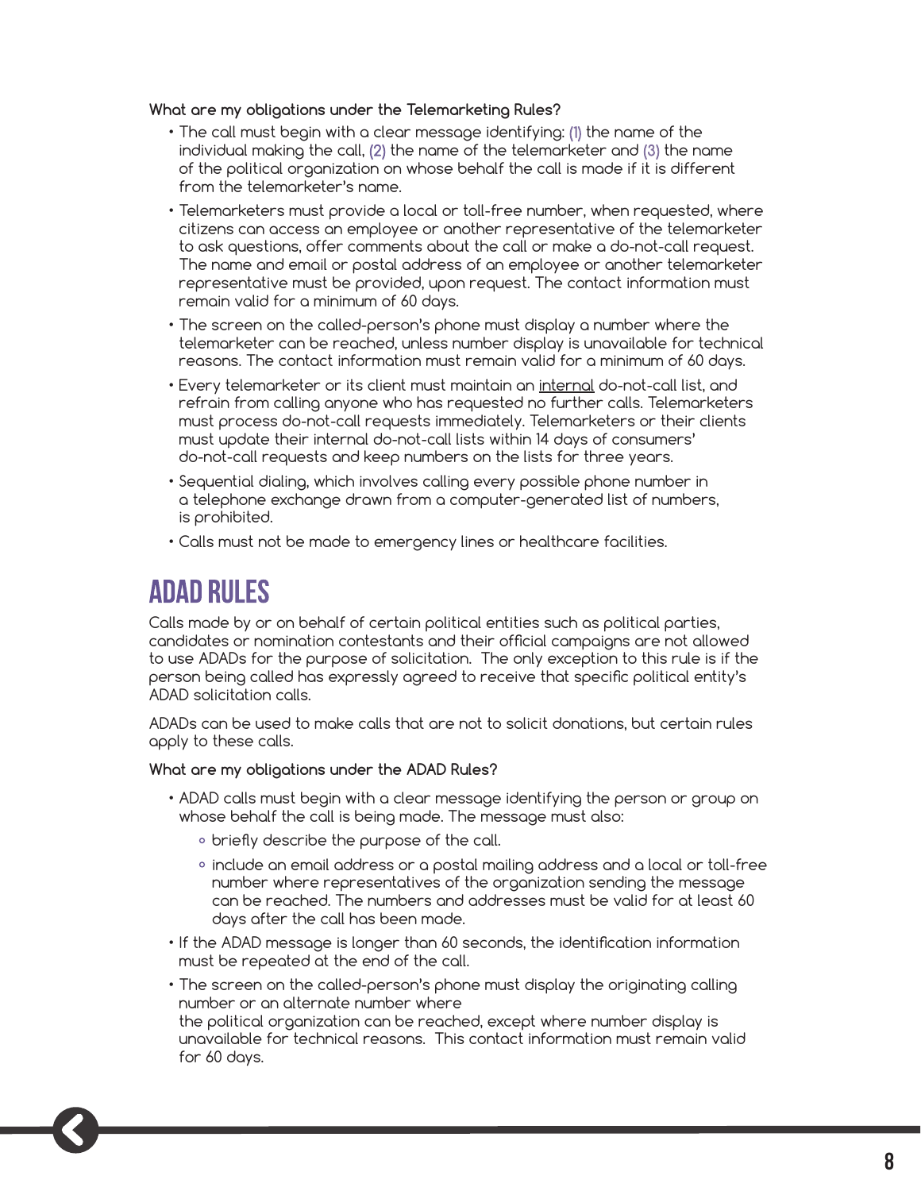**What are my obligations under the Telemarketing Rules?**

- The call must begin with a clear message identifying: (1) the name of the individual making the call, (2) the name of the telemarketer and (3) the name of the political organization on whose behalf the call is made if it is different from the telemarketer's name.
- Telemarketers must provide a local or toll-free number, when requested, where citizens can access an employee or another representative of the telemarketer to ask questions, offer comments about the call or make a do-not-call request. The name and email or postal address of an employee or another telemarketer representative must be provided, upon request. The contact information must remain valid for a minimum of 60 days.
- The screen on the called-person's phone must display a number where the telemarketer can be reached, unless number display is unavailable for technical reasons. The contact information must remain valid for a minimum of 60 days.
- Every telemarketer or its client must maintain an <u>internal</u> do-not-call list, and refrain from calling anyone who has requested no further calls. Telemarketers must process do-not-call requests immediately. Telemarketers or their clients must update their internal do-not-call lists within 14 days of consumers' do-not-call requests and keep numbers on the lists for three years.
- Sequential dialing, which involves calling every possible phone number in a telephone exchange drawn from a computer-generated list of numbers, is prohibited.
- Calls must not be made to emergency lines or healthcare facilities.

# ADAD RULES

Calls made by or on behalf of certain political entities such as political parties, candidates or nomination contestants and their official campaigns are not allowed to use ADADs for the purpose of solicitation. The only exception to this rule is if the person being called has expressly agreed to receive that specific political entity's ADAD solicitation calls.

ADADs can be used to make calls that are not to solicit donations, but certain rules apply to these calls.

**What are my obligations under the ADAD Rules?**

- ADAD calls must begin with a clear message identifying the person or group on whose behalf the call is being made. The message must also:
  - briefly describe the purpose of the call.
  - include an email address or a postal mailing address and a local or toll-free number where representatives of the organization sending the message can be reached. The numbers and addresses must be valid for at least 60 days after the call has been made.
- If the ADAD message is longer than 60 seconds, the identification information must be repeated at the end of the call.
- The screen on the called-person's phone must display the originating calling number or an alternate number where the political organization can be reached, except where number display is unavailable for technical reasons. This contact information must remain valid for 60 days.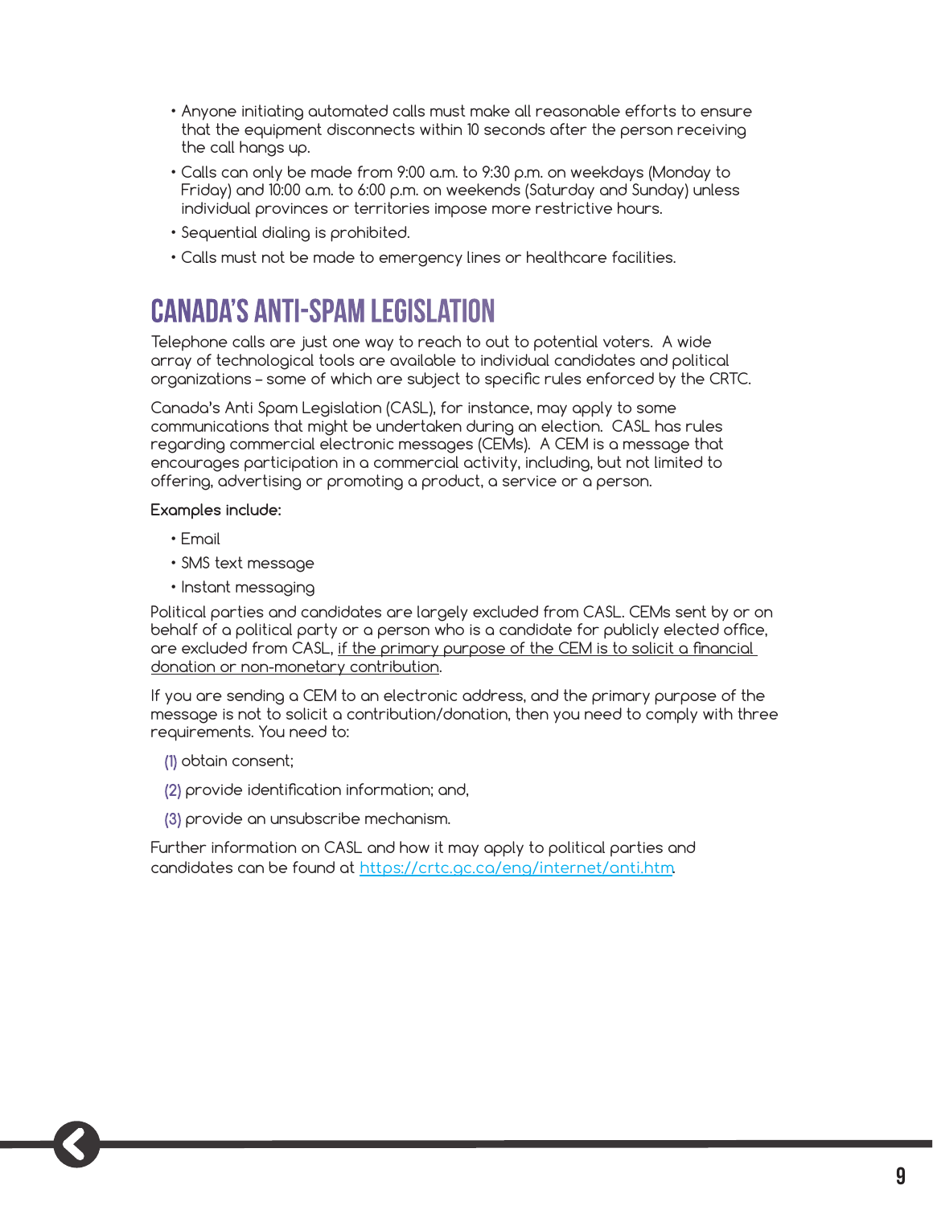- Anyone initiating automated calls must make all reasonable efforts to ensure that the equipment disconnects within 10 seconds after the person receiving the call hangs up.
- Calls can only be made from 9:00 a.m. to 9:30 p.m. on weekdays (Monday to Friday) and 10:00 a.m. to 6:00 p.m. on weekends (Saturday and Sunday) unless individual provinces or territories impose more restrictive hours.
- Sequential dialing is prohibited.
- Calls must not be made to emergency lines or healthcare facilities.

## CANADA'S ANTI-SPAM LEGISLATION

Telephone calls are just one way to reach to out to potential voters. A wide array of technological tools are available to individual candidates and political organizations – some of which are subject to specific rules enforced by the CRTC.

Canada's Anti Spam Legislation (CASL), for instance, may apply to some communications that might be undertaken during an election. CASL has rules regarding commercial electronic messages (CEMs). A CEM is a message that encourages participation in a commercial activity, including, but not limited to offering, advertising or promoting a product, a service or a person.

**Examples include:**

- Email
- SMS text message
- Instant messaging

Political parties and candidates are largely excluded from CASL. CEMs sent by or on behalf of a political party or a person who is a candidate for publicly elected office, are excluded from CASL, <u>if the primary purpose of the CEM is to solicit a financial donation or non-monetary contribution</u>.

If you are sending a CEM to an electronic address, and the primary purpose of the message is not to solicit a contribution/donation, then you need to comply with three requirements. You need to:

(1) obtain consent;

(2) provide identification information; and,

(3) provide an unsubscribe mechanism.

Further information on CASL and how it may apply to political parties and candidates can be found at https://crtc.gc.ca/eng/internet/anti.htm.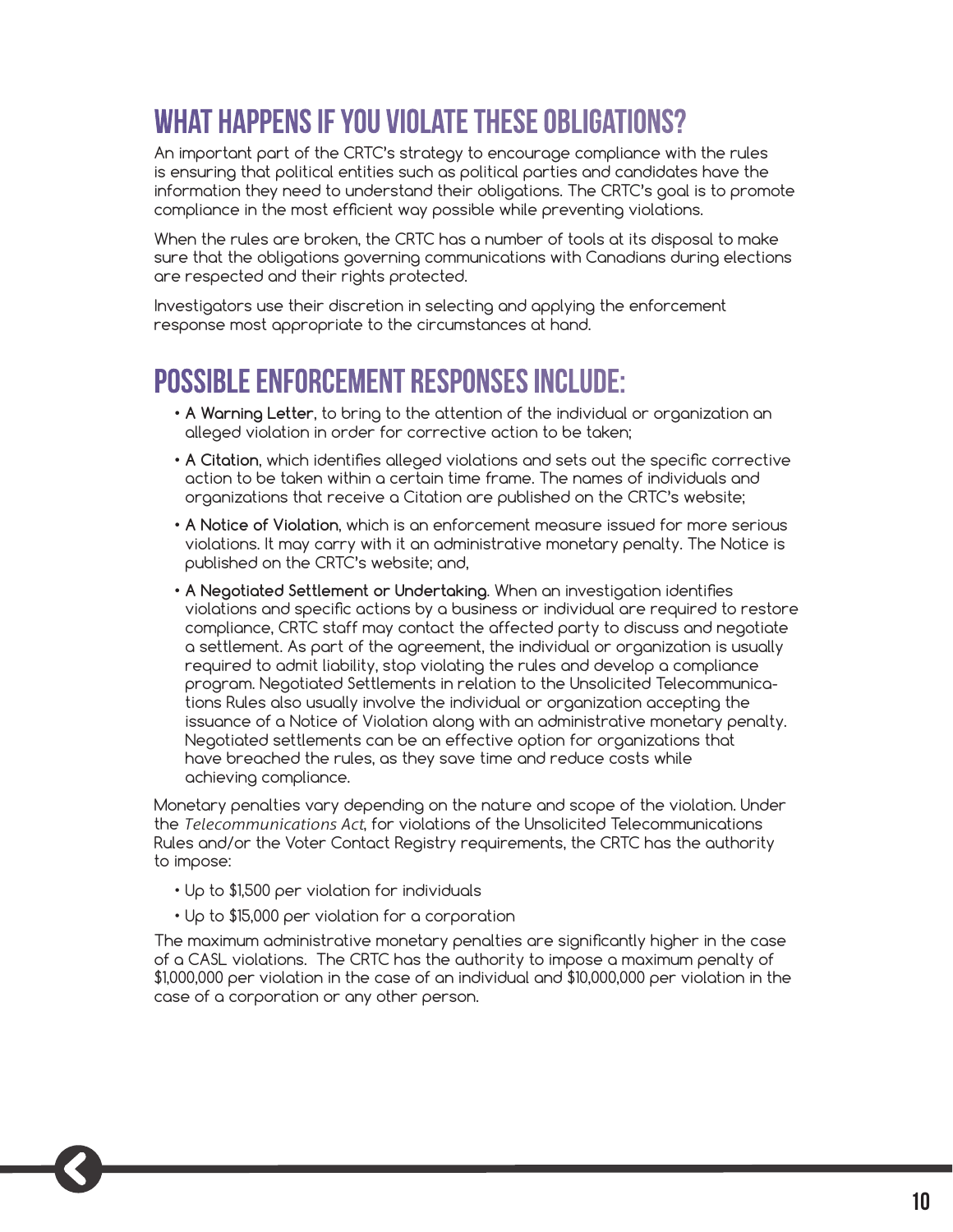# WHAT HAPPENS IF YOU VIOLATE THESE OBLIGATIONS?

An important part of the CRTC's strategy to encourage compliance with the rules is ensuring that political entities such as political parties and candidates have the information they need to understand their obligations. The CRTC's goal is to promote compliance in the most efficient way possible while preventing violations.

When the rules are broken, the CRTC has a number of tools at its disposal to make sure that the obligations governing communications with Canadians during elections are respected and their rights protected.

Investigators use their discretion in selecting and applying the enforcement response most appropriate to the circumstances at hand.

# POSSIBLE ENFORCEMENT RESPONSES INCLUDE:

- **A Warning Letter**, to bring to the attention of the individual or organization an alleged violation in order for corrective action to be taken;
- **A Citation**, which identifies alleged violations and sets out the specific corrective action to be taken within a certain time frame. The names of individuals and organizations that receive a Citation are published on the CRTC's website;
- **A Notice of Violation**, which is an enforcement measure issued for more serious violations. It may carry with it an administrative monetary penalty. The Notice is published on the CRTC's website; and,
- **A Negotiated Settlement or Undertaking**. When an investigation identifies violations and specific actions by a business or individual are required to restore compliance, CRTC staff may contact the affected party to discuss and negotiate a settlement. As part of the agreement, the individual or organization is usually required to admit liability, stop violating the rules and develop a compliance program. Negotiated Settlements in relation to the Unsolicited Telecommunications Rules also usually involve the individual or organization accepting the issuance of a Notice of Violation along with an administrative monetary penalty. Negotiated settlements can be an effective option for organizations that have breached the rules, as they save time and reduce costs while achieving compliance.

Monetary penalties vary depending on the nature and scope of the violation. Under the *Telecommunications Act*, for violations of the Unsolicited Telecommunications Rules and/or the Voter Contact Registry requirements, the CRTC has the authority to impose:

- Up to $1,500 per violation for individuals
- Up to $15,000 per violation for a corporation

The maximum administrative monetary penalties are significantly higher in the case of a CASL violations. The CRTC has the authority to impose a maximum penalty of $1,000,000 per violation in the case of an individual and $10,000,000 per violation in the case of a corporation or any other person.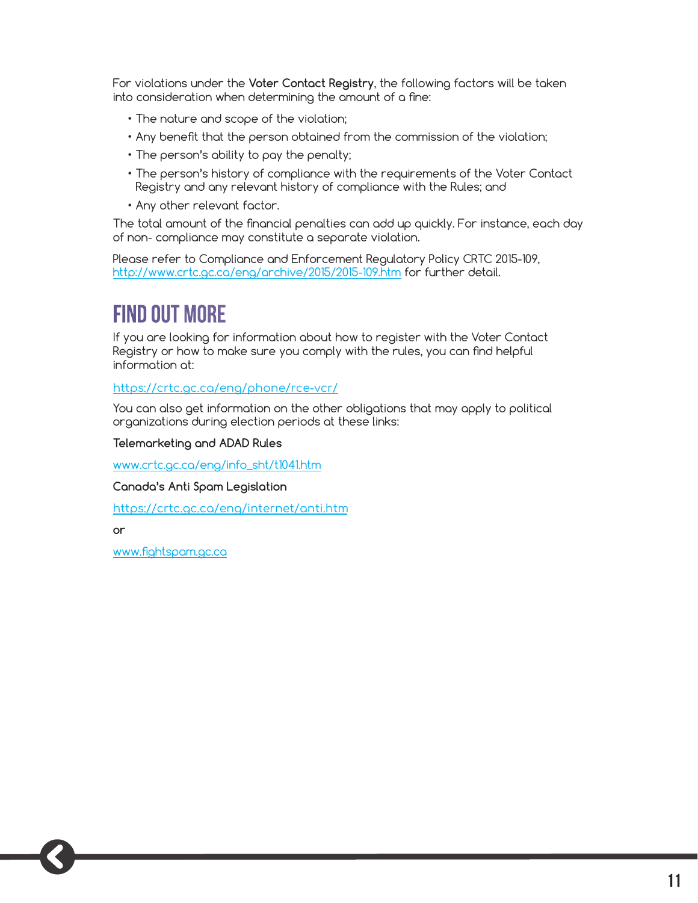For violations under the **Voter Contact Registry**, the following factors will be taken into consideration when determining the amount of a fine:

- The nature and scope of the violation;
- Any benefit that the person obtained from the commission of the violation;
- The person's ability to pay the penalty;
- The person's history of compliance with the requirements of the Voter Contact Registry and any relevant history of compliance with the Rules; and
- Any other relevant factor.

The total amount of the financial penalties can add up quickly. For instance, each day of non- compliance may constitute a separate violation.

Please refer to Compliance and Enforcement Regulatory Policy CRTC 2015-109, http://www.crtc.gc.ca/eng/archive/2015/2015-109.htm for further detail.

# FIND OUT MORE

If you are looking for information about how to register with the Voter Contact Registry or how to make sure you comply with the rules, you can find helpful information at:

https://crtc.gc.ca/eng/phone/rce-vcr/

You can also get information on the other obligations that may apply to political organizations during election periods at these links:

**Telemarketing and ADAD Rules**

www.crtc.gc.ca/eng/info_sht/t1041.htm

**Canada's Anti Spam Legislation**

https://crtc.gc.ca/eng/internet/anti.htm

**or**

www.fightspam.gc.ca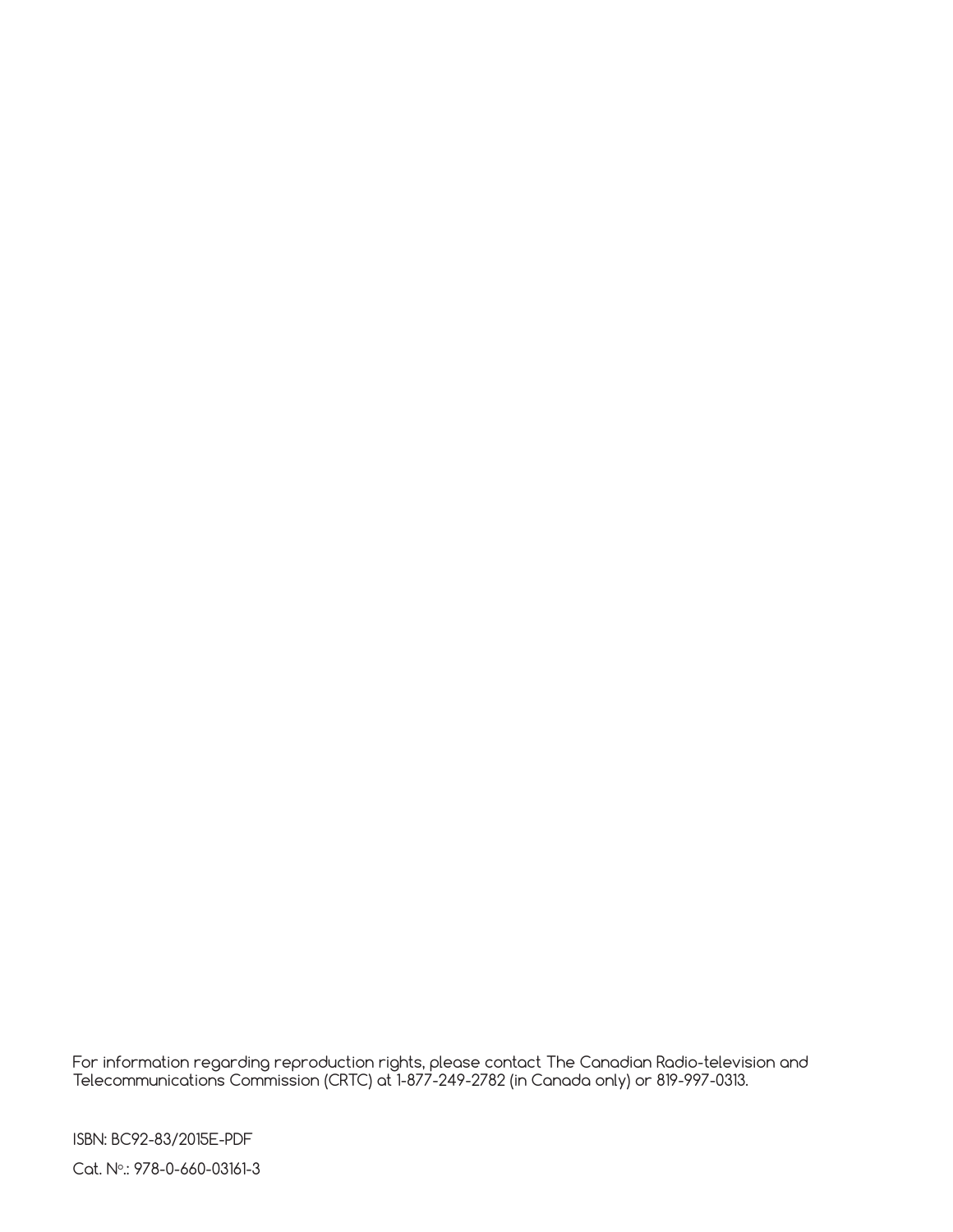For information regarding reproduction rights, please contact The Canadian Radio-television and Telecommunications Commission (CRTC) at 1-877-249-2782 (in Canada only) or 819-997-0313.

ISBN: BC92-83/2015E-PDF

Cat. No.: 978-0-660-03161-3